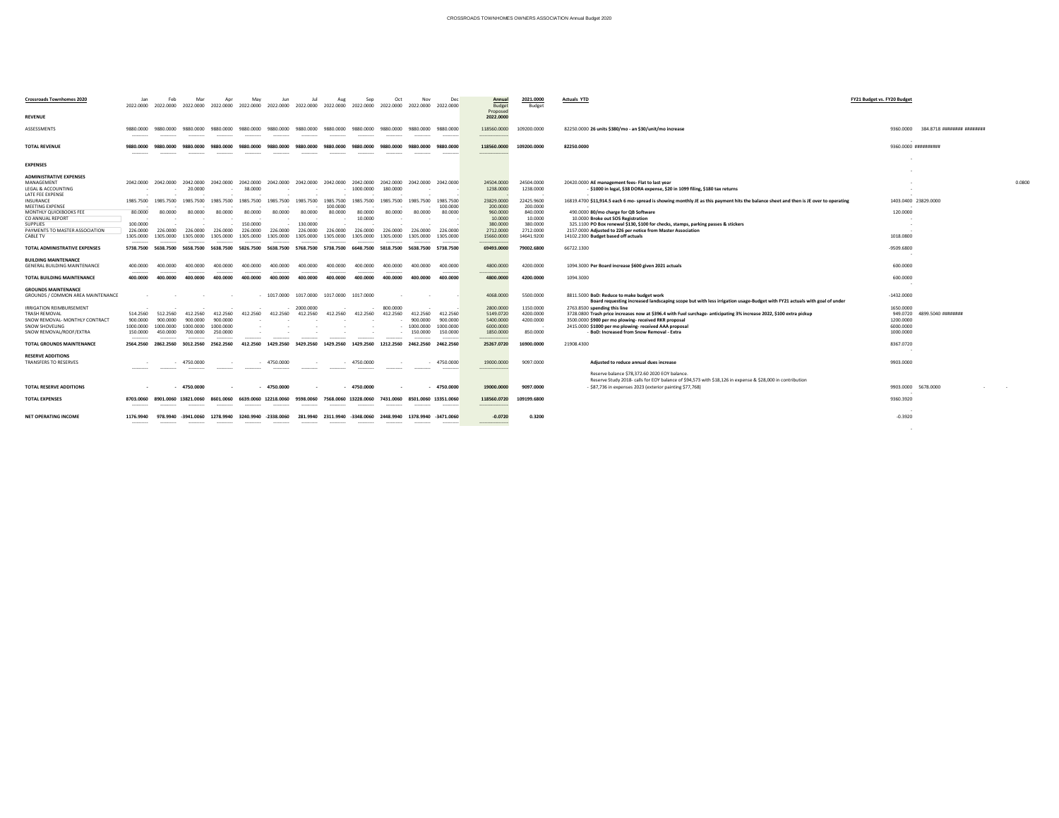CROSSROADS TOWNHOMES OWNERS ASSOCIATION Annual Budget 2020

| Crossroads Townhomes 2020 | Jan 2022.0000 | Feb 2022.0000 | Mar 2022.0000 | Apr 2022.0000 | May 2022.0000 | Jun 2022.0000 | Jul 2022.0000 | Aug 2022.0000 | Sep 2022.0000 | Oct 2022.0000 | Nov 2022.0000 | Dec 2022.0000 | Annual Budget Proposed 2022.0000 | 2021.0000 Budget | Actuals YTD | FY21 Budget vs. FY20 Budget | | | |
|---|---|---|---|---|---|---|---|---|---|---|---|---|---|---|---|---|---|---|---|
| **REVENUE** | | | | | | | | | | | | | | | | | | | |
| ASSESSMENTS | 9880.0000 | 9880.0000 | 9880.0000 | 9880.0000 | 9880.0000 | 9880.0000 | 9880.0000 | 9880.0000 | 9880.0000 | 9880.0000 | 9880.0000 | 9880.0000 | 118560.0000 | 109200.0000 | 82250.0000 **26 units $380/mo - an $30/unit/mo increase** | 9360.0000 | 384.8718 | ######## | ######## |
| **TOTAL REVENUE** | **9880.0000** | **9880.0000** | **9880.0000** | **9880.0000** | **9880.0000** | **9880.0000** | **9880.0000** | **9880.0000** | **9880.0000** | **9880.0000** | **9880.0000** | **9880.0000** | **118560.0000** | **109200.0000** | **82250.0000** | 9360.0000 | ########## | | |
| **EXPENSES** | | | | | | | | | | | | | | | | | | | |
| **ADMINISTRATIVE EXPENSES** | | | | | | | | | | | | | | | | | | | |
| MANAGEMENT | 2042.0000 | 2042.0000 | 2042.0000 | 2042.0000 | 2042.0000 | 2042.0000 | 2042.0000 | 2042.0000 | 2042.0000 | 2042.0000 | 2042.0000 | 2042.0000 | 24504.0000 | 24504.0000 | 20420.0000 **AE management fees- Flat to last year** | - | | | 0.0800 |
| LEGAL & ACCOUNTING | - | - | 20.0000 | - | 38.0000 | - | - | - | 1000.0000 | 180.0000 | - | - | 1238.0000 | 1238.0000 | - **$1000 in legal, $38 DORA expense, $20 in 1099 filing, $180 tax returns** | - | | | |
| LATE FEE EXPENSE | - | - | - | - | - | - | - | - | - | - | - | - | - | - | | | | | |
| INSURANCE | 1985.7500 | 1985.7500 | 1985.7500 | 1985.7500 | 1985.7500 | 1985.7500 | 1985.7500 | 1985.7500 | 1985.7500 | 1985.7500 | 1985.7500 | 1985.7500 | 23829.0000 | 22425.9600 | 16819.4700 **$11,914.5 each 6 mo- spread is showing monthly JE as this payment hits the balance sheet and then is JE over to operating** | 1403.0400 | 23829.0000 | | |
| MEETING EXPENSE | - | - | - | - | - | - | - | 100.0000 | - | - | - | 100.0000 | 200.0000 | 200.0000 | - | | | | |
| MONTHLY QUICKBOOKS FEE | 80.0000 | 80.0000 | 80.0000 | 80.0000 | 80.0000 | 80.0000 | 80.0000 | 80.0000 | 80.0000 | 80.0000 | 80.0000 | 80.0000 | 960.0000 | 840.0000 | 490.0000 **$0/mo charge for QB Software** | 120.0000 | | | |
| CO ANNUAL REPORT | - | - | - | - | - | - | - | - | 10.0000 | - | - | - | 10.0000 | 10.0000 | 10.0000 **Broke out SOS Registration** | - | | | |
| SUPPLIES | 100.0000 | - | - | - | 150.0000 | - | 130.0000 | - | - | - | - | - | 380.0000 | 380.0000 | 325.1100 **PO Box renewal $130, $100 for checks, stamps, parking passes & stickers** | - | | | |
| PAYMENTS TO MASTER ASSOCIATION | 226.0000 | 226.0000 | 226.0000 | 226.0000 | 226.0000 | 226.0000 | 226.0000 | 226.0000 | 226.0000 | 226.0000 | 226.0000 | 226.0000 | 2712.0000 | 2712.0000 | 2157.0000 **Adjusted to 226 per notice from Master Association** | - | | | |
| CABLE TV | 1305.0000 | 1305.0000 | 1305.0000 | 1305.0000 | 1305.0000 | 1305.0000 | 1305.0000 | 1305.0000 | 1305.0000 | 1305.0000 | 1305.0000 | 1305.0000 | 15660.0000 | 14641.9200 | 14102.2300 **Budget based off actuals** | 1018.0800 | | | |
| **TOTAL ADMINISTRATIVE EXPENSES** | **5738.7500** | **5638.7500** | **5658.7500** | **5638.7500** | **5826.7500** | **5638.7500** | **5768.7500** | **5738.7500** | **6648.7500** | **5818.7500** | **5638.7500** | **5738.7500** | **69493.0000** | **79002.6800** | 66722.1300 | -9509.6800 | | | |
| **BUILDING MAINTENANCE** | | | | | | | | | | | | | | | | | | | |
| GENERAL BUILDING MAINTENANCE | 400.0000 | 400.0000 | 400.0000 | 400.0000 | 400.0000 | 400.0000 | 400.0000 | 400.0000 | 400.0000 | 400.0000 | 400.0000 | 400.0000 | 4800.0000 | 4200.0000 | 1094.3000 **Per Board increase $600 given 2021 actuals** | 600.0000 | | | |
| **TOTAL BUILDING MAINTENANCE** | **400.0000** | **400.0000** | **400.0000** | **400.0000** | **400.0000** | **400.0000** | **400.0000** | **400.0000** | **400.0000** | **400.0000** | **400.0000** | **400.0000** | **4800.0000** | **4200.0000** | 1094.3000 | 600.0000 | | | |
| **GROUNDS MAINTENANCE** | | | | | | | | | | | | | | | | | | | |
| GROUNDS / COMMON AREA MAINTENANCE | - | - | - | - | - | 1017.0000 | 1017.0000 | 1017.0000 | 1017.0000 | - | - | - | 4068.0000 | 5500.0000 | 8811.5000 **BoD: Reduce to make budget work** **Board requesting increased landscaping scope but with less irrigation usage-Budget with FY21 actuals with goal of under** | -1432.0000 | | | |
| IRRIGATION REIMBURSEMENT | - | - | - | - | - | - | 2000.0000 | - | - | 800.0000 | - | - | 2800.0000 | 1150.0000 | 2763.8500 **spending this line** | 1650.0000 | | | |
| TRASH REMOVAL | 514.2560 | 512.2560 | 412.2560 | 412.2560 | 412.2560 | 412.2560 | 412.2560 | 412.2560 | 412.2560 | 412.2560 | 412.2560 | 412.2560 | 5149.0720 | 4200.0000 | 3728.0800 **Trash price increases now at $396.4 with Fuel surcharge- anticipating 3% increase 2022, $100 extra pickup** | 949.0720 | 4899.5040 | ######## | |
| SNOW REMOVAL- MONTHLY CONTRACT | 900.0000 | 900.0000 | 900.0000 | 900.0000 | - | - | - | - | - | - | 900.0000 | 900.0000 | 5400.0000 | 4200.0000 | 3500.0000 **$900 per mo plowing- received RKR proposal** | 1200.0000 | | | |
| SNOW SHOVELING | 1000.0000 | 1000.0000 | 1000.0000 | 1000.0000 | - | - | - | - | - | - | 1000.0000 | 1000.0000 | 6000.0000 | - | 2415.0000 **$1000 per mo plowing- received AAA proposal** | 6000.0000 | | | |
| SNOW REMOVAL/ROOF/EXTRA | 150.0000 | 450.0000 | 700.0000 | 250.0000 | - | - | - | - | - | - | 150.0000 | 150.0000 | 1850.0000 | 850.0000 | - **BoD: Increased from Snow Removal - Extra** | 1000.0000 | | | |
| **TOTAL GROUNDS MAINTENANCE** | **2564.2560** | **2862.2560** | **3012.2560** | **2562.2560** | **412.2560** | **1429.2560** | **3429.2560** | **1429.2560** | **1429.2560** | **1212.2560** | **2462.2560** | **2462.2560** | **25267.0720** | **16900.0000** | 21908.4300 | 8367.0720 | | | |
| **RESERVE ADDITIONS** | | | | | | | | | | | | | | | | | | | |
| TRANSFERS TO RESERVES | - | - | 4750.0000 | - | - | 4750.0000 | - | - | 4750.0000 | - | - | 4750.0000 | 19000.0000 | 9097.0000 | **Adjusted to reduce annual dues increase** Reserve balance $78,372.60 2020 EOY balance. Reserve Study 2018- calls for EOY balance of $94,573 with $18,126 in expense & $28,000 in contribution | 9903.0000 | | | |
| **TOTAL RESERVE ADDITIONS** | - | - | **4750.0000** | - | - | **4750.0000** | - | - | **4750.0000** | - | - | **4750.0000** | **19000.0000** | **9097.0000** | - $87,736 in expenses 2023 (exterior painting $77,768) | 9903.0000 | 5678.0000 | - | - |
| **TOTAL EXPENSES** | **8703.0060** | **8901.0060** | **13821.0060** | **8601.0060** | **6639.0060** | **12218.0060** | **9598.0060** | **7568.0060** | **13228.0060** | **7431.0060** | **8501.0060** | **13351.0060** | **118560.0720** | **109199.6800** | | 9360.3920 | | | |
| **NET OPERATING INCOME** | **1176.9940** | **978.9940** | **-3941.0060** | **1278.9940** | **3240.9940** | **-2338.0060** | **281.9940** | **2311.9940** | **-3348.0060** | **2448.9940** | **1378.9940** | **-3471.0060** | **-0.0720** | **0.3200** | | -0.3920 | | | |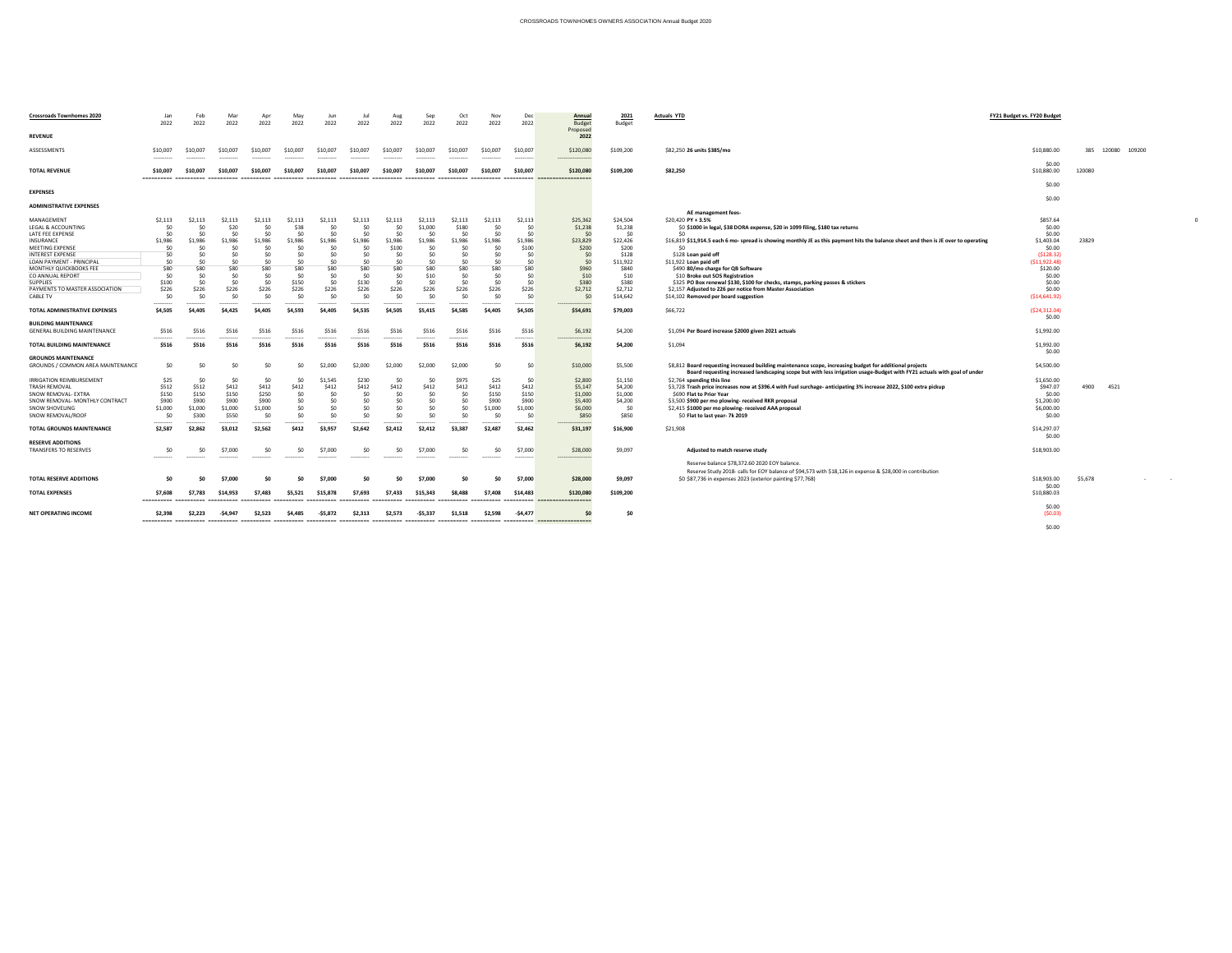CROSSROADS TOWNHOMES OWNERS ASSOCIATION Annual Budget 2020

| Crossroads Townhomes 2020 | Jan 2022 | Feb 2022 | Mar 2022 | Apr 2022 | May 2022 | Jun 2022 | Jul 2022 | Aug 2022 | Sep 2022 | Oct 2022 | Nov 2022 | Dec 2022 | Annual Budget Proposed 2022 | 2021 Budget | Actuals YTD | FY21 Budget vs. FY20 Budget | | | |
|---|---|---|---|---|---|---|---|---|---|---|---|---|---|---|---|---|---|---|---|
| **REVENUE** | | | | | | | | | | | | | | | | | | | |
| ASSESSMENTS | $10,007 | $10,007 | $10,007 | $10,007 | $10,007 | $10,007 | $10,007 | $10,007 | $10,007 | $10,007 | $10,007 | $10,007 | $120,080 | $109,200 | $82,250 **26 units $385/mo** | $10,880.00 | 385 | 120080 | 109200 |
| **TOTAL REVENUE** | **$10,007** | **$10,007** | **$10,007** | **$10,007** | **$10,007** | **$10,007** | **$10,007** | **$10,007** | **$10,007** | **$10,007** | **$10,007** | **$10,007** | **$120,080** | **$109,200** | **$82,250** | $0.00 / $10,880.00 | 120080 | | |
| | | | | | | | | | | | | | | | | $0.00 | | | |
| **EXPENSES** | | | | | | | | | | | | | | | | $0.00 | | | |
| **ADMINISTRATIVE EXPENSES** | | | | | | | | | | | | | | | **AE management fees-** | | | | |
| MANAGEMENT | $2,113 | $2,113 | $2,113 | $2,113 | $2,113 | $2,113 | $2,113 | $2,113 | $2,113 | $2,113 | $2,113 | $2,113 | $25,362 | $24,504 | $20,420 **PY + 3.5%** | $857.64 | | | 0 |
| LEGAL & ACCOUNTING | $0 | $0 | $20 | $0 | $38 | $0 | $0 | $0 | $1,000 | $180 | $0 | $0 | $1,238 | $1,238 | $0 **$1000 in legal, $38 DORA expense, $20 in 1099 filing, $180 tax returns** | $0.00 | | | |
| LATE FEE EXPENSE | $0 | $0 | $0 | $0 | $0 | $0 | $0 | $0 | $0 | $0 | $0 | $0 | $0 | $0 | $0 | $0.00 | | | |
| INSURANCE | $1,986 | $1,986 | $1,986 | $1,986 | $1,986 | $1,986 | $1,986 | $1,986 | $1,986 | $1,986 | $1,986 | $1,986 | $23,829 | $22,426 | $16,819 **$11,914.5 each 6 mo- spread is showing monthly JE as this payment hits the balance sheet and then is JE over to operating** | $1,403.04 | 23829 | | |
| MEETING EXPENSE | $0 | $0 | $0 | $0 | $0 | $0 | $0 | $100 | $0 | $0 | $0 | $100 | $200 | $200 | $0 | $0.00 | | | |
| INTEREST EXPENSE | $0 | $0 | $0 | $0 | $0 | $0 | $0 | $0 | $0 | $0 | $0 | $0 | $0 | $128 | $128 **Loan paid off** | ($128.32) | | | |
| LOAN PAYMENT - PRINCIPAL | $0 | $0 | $0 | $0 | $0 | $0 | $0 | $0 | $0 | $0 | $0 | $0 | $0 | $11,922 | $11,922 **Loan paid off** | ($11,922.48) | | | |
| MONTHLY QUICKBOOKS FEE | $80 | $80 | $80 | $80 | $80 | $80 | $80 | $80 | $80 | $80 | $80 | $80 | $960 | $840 | $490 **$0/mo charge for QB Software** | $120.00 | | | |
| CO ANNUAL REPORT | $0 | $0 | $0 | $0 | $0 | $0 | $0 | $0 | $10 | $0 | $0 | $0 | $10 | $10 | $10 **Broke out SOS Registration** | $0.00 | | | |
| SUPPLIES | $100 | $0 | $0 | $0 | $150 | $0 | $130 | $0 | $0 | $0 | $0 | $0 | $380 | $380 | $325 **PO Box renewal $130, $100 for checks, stamps, parking passes & stickers** | $0.00 | | | |
| PAYMENTS TO MASTER ASSOCIATION | $226 | $226 | $226 | $226 | $226 | $226 | $226 | $226 | $226 | $226 | $226 | $226 | $2,712 | $2,712 | $2,157 **Adjusted to 226 per notice from Master Association** | $0.00 | | | |
| CABLE TV | $0 | $0 | $0 | $0 | $0 | $0 | $0 | $0 | $0 | $0 | $0 | $0 | $0 | $14,642 | $14,102 **Removed per board suggestion** | ($14,641.92) | | | |
| **TOTAL ADMINISTRATIVE EXPENSES** | **$4,505** | **$4,405** | **$4,425** | **$4,405** | **$4,593** | **$4,405** | **$4,535** | **$4,505** | **$5,415** | **$4,585** | **$4,405** | **$4,505** | **$54,691** | **$79,003** | $66,722 | ($24,312.04) / $0.00 | | | |
| **BUILDING MAINTENANCE** | | | | | | | | | | | | | | | | | | | |
| GENERAL BUILDING MAINTENANCE | $516 | $516 | $516 | $516 | $516 | $516 | $516 | $516 | $516 | $516 | $516 | $516 | $6,192 | $4,200 | $1,094 **Per Board increase $2000 given 2021 actuals** | $1,992.00 | | | |
| **TOTAL BUILDING MAINTENANCE** | **$516** | **$516** | **$516** | **$516** | **$516** | **$516** | **$516** | **$516** | **$516** | **$516** | **$516** | **$516** | **$6,192** | **$4,200** | $1,094 | $1,992.00 / $0.00 | | | |
| **GROUNDS MAINTENANCE** | | | | | | | | | | | | | | | | | | | |
| GROUNDS / COMMON AREA MAINTENANCE | $0 | $0 | $0 | $0 | $0 | $2,000 | $2,000 | $2,000 | $2,000 | $2,000 | $0 | $0 | $10,000 | $5,500 | $8,812 **Board requesting increased building maintenance scope, increasing budget for additional projects. Board requesting increased landscaping scope but with less irrigation usage-Budget with FY21 actuals with goal of under** | $4,500.00 | | | |
| IRRIGATION REIMBURSEMENT | $25 | $0 | $0 | $0 | $0 | $1,545 | $230 | $0 | $0 | $975 | $25 | $0 | $2,800 | $1,150 | $2,764 **spending this line** | $1,650.00 | | | |
| TRASH REMOVAL | $512 | $512 | $412 | $412 | $412 | $412 | $412 | $412 | $412 | $412 | $412 | $412 | $5,147 | $4,200 | $3,728 **Trash price increases now at $396.4 with Fuel surchage- anticipating 3% increase 2022, $100 extra pickup** | $947.07 | 4900 | 4521 | |
| SNOW REMOVAL- EXTRA | $150 | $150 | $150 | $250 | $0 | $0 | $0 | $0 | $0 | $0 | $150 | $150 | $1,000 | $1,000 | $690 **Flat to Prior Year** | $0.00 | | | |
| SNOW REMOVAL- MONTHLY CONTRACT | $900 | $900 | $900 | $900 | $0 | $0 | $0 | $0 | $0 | $0 | $900 | $900 | $5,400 | $4,200 | $3,500 **$900 per mo plowing- received RKR proposal** | $1,200.00 | | | |
| SNOW SHOVELING | $1,000 | $1,000 | $1,000 | $1,000 | $0 | $0 | $0 | $0 | $0 | $0 | $1,000 | $1,000 | $6,000 | $0 | $2,415 **$1000 per mo plowing- received AAA proposal** | $6,000.00 | | | |
| SNOW REMOVAL/ROOF | $0 | $300 | $550 | $0 | $0 | $0 | $0 | $0 | $0 | $0 | $0 | $0 | $850 | $850 | $0 **Flat to last year- 7k 2019** | $0.00 | | | |
| **TOTAL GROUNDS MAINTENANCE** | **$2,587** | **$2,862** | **$3,012** | **$2,562** | **$412** | **$3,957** | **$2,642** | **$2,412** | **$2,412** | **$3,387** | **$2,487** | **$2,462** | **$31,197** | **$16,900** | $21,908 | $14,297.07 / $0.00 | | | |
| **RESERVE ADDITIONS** | | | | | | | | | | | | | | | | | | | |
| TRANSFERS TO RESERVES | $0 | $0 | $7,000 | $0 | $0 | $7,000 | $0 | $0 | $7,000 | $0 | $0 | $7,000 | $28,000 | $9,097 | **Adjusted to match reserve study** Reserve balance $78,372.60 2020 EOY balance. Reserve Study 2018- calls for EOY balance of $94,573 with $18,126 in expense & $28,000 in contribution | $18,903.00 | | | |
| **TOTAL RESERVE ADDITIONS** | **$0** | **$0** | **$7,000** | **$0** | **$0** | **$7,000** | **$0** | **$0** | **$7,000** | **$0** | **$0** | **$7,000** | **$28,000** | **$9,097** | $0 $87,736 in expenses 2023 (exterior painting $77,768) | $18,903.00 | $5,678 | - | - |
| **TOTAL EXPENSES** | **$7,608** | **$7,783** | **$14,953** | **$7,483** | **$5,521** | **$15,878** | **$7,693** | **$7,433** | **$15,343** | **$8,488** | **$7,408** | **$14,483** | **$120,080** | **$109,200** | | $0.00 / $10,880.03 | | | |
| | | | | | | | | | | | | | | | | $0.00 | | | |
| **NET OPERATING INCOME** | **$2,398** | **$2,223** | **-$4,947** | **$2,523** | **$4,485** | **-$5,872** | **$2,313** | **$2,573** | **-$5,337** | **$1,518** | **$2,598** | **-$4,477** | **$0** | **$0** | | ($0.03) | | | |
| | | | | | | | | | | | | | | | | $0.00 | | | |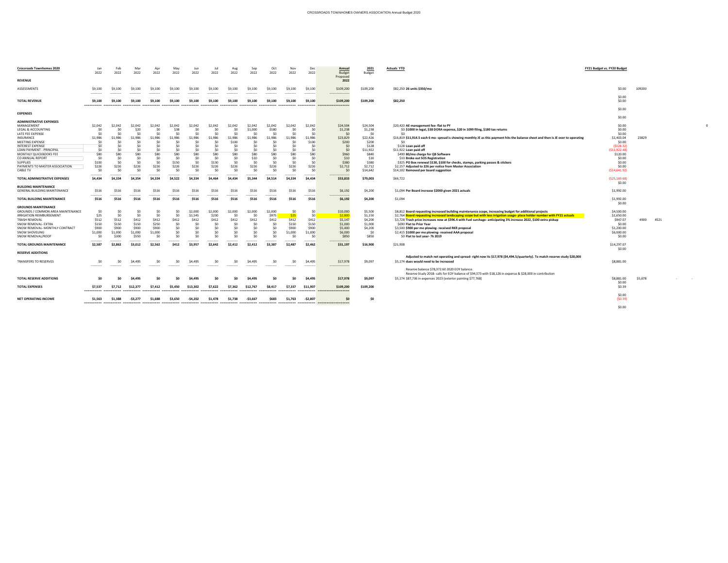# CROSSROADS TOWNHOMES OWNERS ASSOCIATION Annual Budget 2020

| Crossroads Townhomes 2020 | Jan 2022 | Feb 2022 | Mar 2022 | Apr 2022 | May 2022 | Jun 2022 | Jul 2022 | Aug 2022 | Sep 2022 | Oct 2022 | Nov 2022 | Dec 2022 | Annual Budget Proposed 2022 | 2021 Budget | Actuals YTD | FY21 Budget vs. FY20 Budget | | | |
|---|---|---|---|---|---|---|---|---|---|---|---|---|---|---|---|---|---|---|---|
| **REVENUE** | | | | | | | | | | | | | | | | | | | |
| ASSESSMENTS | $9,100 | $9,100 | $9,100 | $9,100 | $9,100 | $9,100 | $9,100 | $9,100 | $9,100 | $9,100 | $9,100 | $9,100 | $109,200 | $109,200 | $82,250 **26 units $350/mo** | $0.00 | 109200 | | |
| **TOTAL REVENUE** | **$9,100** | **$9,100** | **$9,100** | **$9,100** | **$9,100** | **$9,100** | **$9,100** | **$9,100** | **$9,100** | **$9,100** | **$9,100** | **$9,100** | **$109,200** | **$109,200** | **$82,250** | $0.00 $0.00 | | | |
| | | | | | | | | | | | | | | | | $0.00 | | | |
| **EXPENSES** | | | | | | | | | | | | | | | | $0.00 | | | |
| **ADMINISTRATIVE EXPENSES** | | | | | | | | | | | | | | | | | | | |
| MANAGEMENT | $2,042 | $2,042 | $2,042 | $2,042 | $2,042 | $2,042 | $2,042 | $2,042 | $2,042 | $2,042 | $2,042 | $2,042 | $24,504 | $24,504 | $20,420 **AE management fee- flat to PY** | $0.00 | | | 0 |
| LEGAL & ACCOUNTING | $0 | $0 | $20 | $0 | $38 | $0 | $0 | $0 | $1,000 | $180 | $0 | $0 | $1,238 | $1,238 | $0 **$1000 in legal, $38 DORA expense, $20 in 1099 filing, $180 tax returns** | $0.00 | | | |
| LATE FEE EXPENSE | $0 | $0 | $0 | $0 | $0 | $0 | $0 | $0 | $0 | $0 | $0 | $0 | $0 | $0 | $0 | $0.00 | | | |
| INSURANCE | $1,986 | $1,986 | $1,986 | $1,986 | $1,986 | $1,986 | $1,986 | $1,986 | $1,986 | $1,986 | $1,986 | $1,986 | $23,829 | $22,426 | $16,819 **$11,914.5 each 6 mo- spread is showing monthly JE as this payment hits the balance sheet and then is JE over to operating** | $1,403.04 | 23829 | | |
| MEETING EXPENSE | $0 | $0 | $0 | $0 | $0 | $0 | $0 | $100 | $0 | $0 | $0 | $100 | $200 | $200 | $0 | $0.00 | | | |
| INTEREST EXPENSE | $0 | $0 | $0 | $0 | $0 | $0 | $0 | $0 | $0 | $0 | $0 | $0 | $0 | $128 | $128 **Loan paid off** | ($128.32) | | | |
| LOAN PAYMENT - PRINCIPAL | $0 | $0 | $0 | $0 | $0 | $0 | $0 | $0 | $0 | $0 | $0 | $0 | $0 | $11,922 | $11,922 **Loan paid off** | ($11,922.48) | | | |
| MONTHLY QUICKBOOKS FEE | $80 | $80 | $80 | $80 | $80 | $80 | $80 | $80 | $80 | $80 | $80 | $80 | $960 | $840 | $490 **80/mo charge for QB Software** | $120.00 | | | |
| CO ANNUAL REPORT | $0 | $0 | $0 | $0 | $0 | $0 | $0 | $0 | $10 | $0 | $0 | $0 | $10 | $10 | $10 **Broke out SOS Registration** | $0.00 | | | |
| SUPPLIES | $100 | $0 | $0 | $0 | $150 | $0 | $130 | $0 | $0 | $0 | $0 | $0 | $380 | $380 | $325 **PO Box renewal $130, $100 for checks, stamps, parking passes & stickers** | $0.00 | | | |
| PAYMENTS TO MASTER ASSOCIATION | $226 | $226 | $226 | $226 | $226 | $226 | $226 | $226 | $226 | $226 | $226 | $226 | $2,712 | $2,712 | $2,157 **Adjusted to 226 per notice from Master Association** | $0.00 | | | |
| CABLE TV | $0 | $0 | $0 | $0 | $0 | $0 | $0 | $0 | $0 | $0 | $0 | $0 | $0 | $14,642 | $14,102 **Removed per board suggestion** | ($14,641.92) | | | |
| **TOTAL ADMINISTRATIVE EXPENSES** | **$4,434** | **$4,334** | **$4,354** | **$4,334** | **$4,522** | **$4,334** | **$4,464** | **$4,434** | **$5,344** | **$4,514** | **$4,334** | **$4,434** | **$53,833** | **$79,003** | $66,722 | ($25,169.68) $0.00 | | | |
| **BUILDING MAINTENANCE** | | | | | | | | | | | | | | | | | | | |
| GENERAL BUILDING MAINTENANCE | $516 | $516 | $516 | $516 | $516 | $516 | $516 | $516 | $516 | $516 | $516 | $516 | $6,192 | $4,200 | $1,094 **Per Board increase $2000 given 2021 actuals** | $1,992.00 | | | |
| **TOTAL BUILDING MAINTENANCE** | **$516** | **$516** | **$516** | **$516** | **$516** | **$516** | **$516** | **$516** | **$516** | **$516** | **$516** | **$516** | **$6,192** | **$4,200** | $1,094 | $1,992.00 $0.00 | | | |
| **GROUNDS MAINTENANCE** | | | | | | | | | | | | | | | | | | | |
| GROUNDS / COMMON AREA MAINTENANCE | $0 | $0 | $0 | $0 | $0 | $2,000 | $2,000 | $2,000 | $2,000 | $2,000 | $0 | $0 | $10,000 | $5,500 | $8,812 **Board requesting increased building maintenance scope, increasing budget for additional projects** | $4,500.00 | | | |
| IRRIGATION REIMBURSEMENT | $25 | $0 | $0 | $0 | $0 | $1,545 | $230 | $0 | $0 | $975 | $25 | $0 | $2,800 | $1,150 | $2,764 **Board requesting increased landscaping scope but with less irrigation usage- place holder number with FY21 actuals** | $1,650.00 | | | |
| TRASH REMOVAL | $512 | $512 | $412 | $412 | $412 | $412 | $412 | $412 | $412 | $412 | $412 | $412 | $5,147 | $4,200 | $3,728 **Trash price increases now at $396.4 with Fuel surchage- anticipating 3% increase 2022, $100 extra pickup** | $947.07 | 4900 | 4521 | |
| SNOW REMOVAL- EXTRA | $150 | $150 | $150 | $250 | $0 | $0 | $0 | $0 | $0 | $0 | $150 | $150 | $1,000 | $1,000 | $690 **Flat to Prior Year** | $0.00 | | | |
| SNOW REMOVAL- MONTHLY CONTRACT | $900 | $900 | $900 | $900 | $0 | $0 | $0 | $0 | $0 | $0 | $900 | $900 | $5,400 | $4,200 | $3,500 **$900 per mo plowing- received RKR proposal** | $1,200.00 | | | |
| SNOW SHOVELING | $1,000 | $1,000 | $1,000 | $1,000 | $0 | $0 | $0 | $0 | $0 | $0 | $1,000 | $1,000 | $6,000 | $0 | $2,415 **$1000 per mo plowing- received AAA proposal** | $6,000.00 | | | |
| SNOW REMOVAL/ROOF | $0 | $300 | $550 | $0 | $0 | $0 | $0 | $0 | $0 | $0 | $0 | $0 | $850 | $850 | $0 **Flat to last year- 7k 2019** | $0.00 | | | |
| **TOTAL GROUNDS MAINTENANCE** | **$2,587** | **$2,862** | **$3,012** | **$2,562** | **$412** | **$3,957** | **$2,642** | **$2,412** | **$2,412** | **$3,387** | **$2,487** | **$2,462** | **$31,197** | **$16,900** | $21,908 | $14,297.07 $0.00 | | | |
| **RESERVE ADDITIONS** | | | | | | | | | | | | | | | | | | | |
| TRANSFERS TO RESERVES | $0 | $0 | $4,495 | $0 | $0 | $4,495 | $0 | $0 | $4,495 | $0 | $0 | $4,495 | $17,978 | $9,097 | **Adjusted to match net operating and spread- right now its $17,978 ($4,494.5/quarterly). To match reserve study $28,000** $5,174 **dues would need to be increased** | $8,881.00 | | | |
| | | | | | | | | | | | | | | | Reserve balance $78,372.60 2020 EOY balance. Reserve Study 2018- calls for EOY balance of $94,573 with $18,126 in expense & $28,000 in contribution | | | | |
| **TOTAL RESERVE ADDITIONS** | **$0** | **$0** | **$4,495** | **$0** | **$0** | **$4,495** | **$0** | **$0** | **$4,495** | **$0** | **$0** | **$4,495** | **$17,978** | **$9,097** | $5,174 $87,736 in expenses 2023 (exterior painting $77,768) | $8,881.00 | $5,678 | - | - |
| **TOTAL EXPENSES** | **$7,537** | **$7,712** | **$12,377** | **$7,412** | **$5,450** | **$13,302** | **$7,622** | **$7,362** | **$12,767** | **$8,417** | **$7,337** | **$11,907** | **$109,200** | **$109,200** | | $0.00 $0.39 | | | |
| | | | | | | | | | | | | | | | | $0.00 | | | |
| **NET OPERATING INCOME** | **$1,563** | **$1,388** | **-$3,277** | **$1,688** | **$3,650** | **-$4,202** | **$1,478** | **$1,738** | **-$3,667** | **$683** | **$1,763** | **-$2,807** | **$0** | **$0** | | ($0.39) | | | |
| | | | | | | | | | | | | | | | | $0.00 | | | |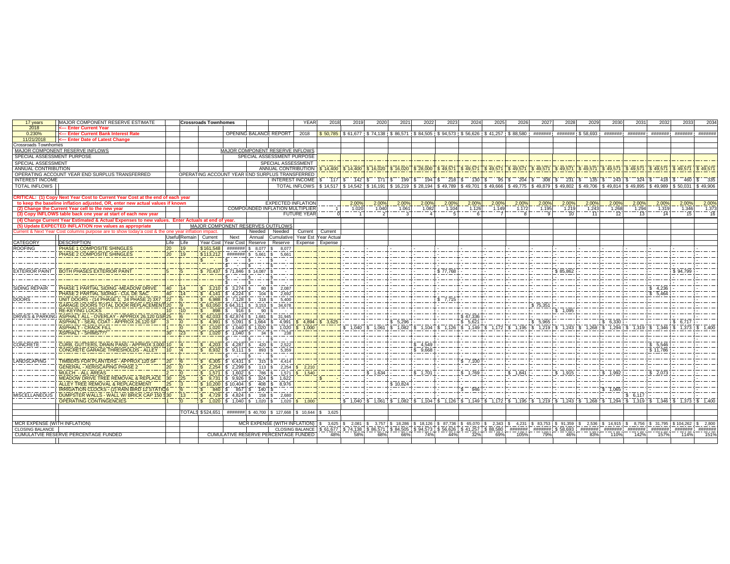| | | | | | | | | | | | | | | | | | | | | | | | | | |
|---|---|---|---|---|---|---|---|---|---|---|---|---|---|---|---|---|---|---|---|---|---|---|---|---|---|
| 17 years | MAJOR COMPONENT RESERVE ESTIMATE | | Crossroads Townhomes | | | | | YEAR | 2018 | 2019 | 2020 | 2021 | 2022 | 2023 | 2024 | 2025 | 2026 | 2027 | 2028 | 2029 | 2030 | 2031 | 2032 | 2033 | 2034 |
| 2018 | <--- Enter Current Year | | | | | | | | | | | | | | | | | | | | | | | | |
| 0.230% | <--- Enter Current Bank Interest Rate | | | | OPENING BALANCE REPORT | | | 2018 | $ 50,785 | $ 61,677 | $ 74,138 | $ 86,571 | $ 84,505 | $ 94,573 | $ 56,626 | $ 41,257 | $ 88,580 | ####### | ####### | $ 58,693 | ####### | ####### | ####### | ####### | ####### |
| 11/21/2018 | <--- Enter Date of Latest Change | | | | | | | | | | | | | | | | | | | | | | | | |
| Crossroads Townhomes | | | | | | | | | | | | | | | | | | | | | | | | | |
| MAJOR COMPONENT RESERVE INFLOWS | | | | | | | | MAJOR COMPONENT RESERVE INFLOWS | | | | | | | | | | | | | | | | | |
| SPECIAL ASSESSMENT PURPOSE | | | | | | | | SPECIAL ASSESSMENT PURPOSE | | | | | | | | | | | | | | | | | |
| SPECIAL ASSESSMENT | | | | | | | | SPECIAL ASSESSMENT | | | | | | | | | | | | | | | | | |
| ANNUAL CONTRIBUTION | | | | | | | | ANNUAL CONTRIBUTION | $ 14,400 | $ 14,400 | $ 16,020 | $ 16,020 | $ 28,000 | $ 49,571 | $ 49,571 | $ 49,571 | $ 49,571 | $ 49,571 | $ 49,571 | $ 49,571 | $ 49,571 | $ 49,571 | $ 49,571 | $ 49,571 | $ 49,571 |
| OPERATING ACCOUNT YEAR END SURPLUS TRANSFERRED | | | | | | | | OPERATING ACCOUNT YEAR END SURPLUS TRANSFERRED | | | | | | | | | | | | | | | | | |
| INTEREST INCOME | | | | | | | | INTEREST INCOME | $ 117 | $ 142 | $ 171 | $ 199 | $ 194 | $ 218 | $ 130 | $ 95 | $ 204 | $ 308 | $ 231 | $ 135 | $ 243 | $ 324 | $ 418 | $ 460 | $ 335 |
| TOTAL INFLOWS | | | | | | | | TOTAL INFLOWS | $ 14,517 | $ 14,542 | $ 16,191 | $ 16,219 | $ 28,194 | $ 49,789 | $ 49,701 | $ 49,666 | $ 49,775 | $ 49,879 | $ 49,802 | $ 49,706 | $ 49,814 | $ 49,895 | $ 49,989 | $ 50,031 | $ 49,906 |
| CRITICAL: (1) Copy Next Year Cost to Current Year Cost at the end of each year | | | | | | | | | | | | | | | | | | | | | | | | | |
| to keep the baseline inflation adjusted, OR, enter new actual values if known | | | | | | | | EXPECTED INFLATION | | 2.00% | 2.00% | 2.00% | 2.00% | 2.00% | 2.00% | 2.00% | 2.00% | 2.00% | 2.00% | 2.00% | 2.00% | 2.00% | 2.00% | 2.00% | 2.00% |
| (2) Change the Current Year cell to the new year | | | | | | | | COMPOUNDED INFLATION MULTIPLIER | 1 | 1.020 | 1.040 | 1.061 | 1.082 | 1.104 | 1.126 | 1.149 | 1.172 | 1.195 | 1.219 | 1.243 | 1.268 | 1.294 | 1.319 | 1.346 | 1.373 |
| (3) Copy INFLOWS table back one year at start of each new year | | | | | | | | FUTURE YEAR | 0 | 1 | 2 | 3 | 4 | 5 | 6 | 7 | 8 | 9 | 10 | 11 | 12 | 13 | 14 | 15 | 16 |
| (4) Change Current Year Estimated & Actual Expenses to new values. Enter Actuals at end of year. | | | | | | | | | | | | | | | | | | | | | | | | | |
| (5) Update EXPECTED INFLATION row values as appropriate | | | | | MAJOR COMPONENT RESERVES OUTFLOWS | | | | | | | | | | | | | | | | | | | | |
| Current & Next Year Cost columns purpose are to show today's cost & the one year inflation impact. | | | | | | Needed | Needed | Current | Current | | | | | | | | | | | | | | | | |
| | | Useful | Remain | Current | Next | Annual | Cumulative | Year Est | Year Actual | | | | | | | | | | | | | | | | |
| CATEGORY | DESCRIPTION | Life | Life | Year Cost | Year Cost | Reserve | Reserve | Expense | Expense | | | | | | | | | | | | | | | | |
| ROOFING | PHASE 1 COMPOSITE SHINGLES | 20 | 19 | $161,548 | ####### | $ 8,077 | $ 8,077 | | | - | - | - | - | - | - | - | - | - | - | - | - | - | - | - | - |
| | PHASE 2 COMPOSITE SHINGLES | 20 | 19 | $113,212 | ####### | $ 5,661 | $ 5,661 | | | - | - | - | - | - | - | - | - | - | - | - | - | - | - | - | - |
| | | | | $ - | | $ - | $ - | | | - | - | - | - | - | - | - | - | - | - | - | - | - | - | - | - |
| | | | | | $ - | $ - | $ - | | | - | - | - | - | - | - | - | - | - | - | - | - | - | - | - | - |
| EXTERIOR PAINT | BOTH PHASES EXTERIOR PAINT | 5 | 5 | $ 70,437 | $ 71,846 | $ 14,087 | $ - | | | - | - | - | - | $ 77,768 | - | - | - | - | $ 85,862 | - | - | - | - | $ 94,799 | - |
| | | | | | $ - | $ - | $ - | | | - | - | - | - | - | - | - | - | - | - | - | - | - | - | - | - |
| | | | | | $ - | $ - | $ - | | | - | - | - | - | - | - | - | - | - | - | - | - | - | - | - | - |
| SIDING REPAIR | PHASE 1 PARTIAL SIDING -MEADOW DRIVE | 40 | 14 | $ 3,210 | $ 3,274 | $ 80 | $ 2,087 | | | - | - | - | - | - | - | - | - | - | - | - | - | - | $ 4,236 | - | - |
| | PHASE 2 PARTIAL SIDING - CUL DE SAC | 40 | 14 | $ 4,141 | $ 4,224 | $ 104 | $ 2,692 | | | - | - | - | - | - | - | - | - | - | - | - | - | - | $ 5,464 | - | - |
| DOORS | UNIT DOORS - (14 PHASE 1, 24 PHASE 2) 3X7 | 22 | 5 | $ 6,988 | $ 7,128 | $ 318 | $ 5,400 | | | - | - | - | - | $ 7,715 | - | - | - | - | - | - | - | - | - | - | - |
| | GARAGE DOORS TOTAL DOOR REPLACEMENT | 20 | 9 | $ 63,050 | $ 64,311 | $ 3,153 | $ 34,678 | | | - | - | - | - | - | - | - | - | $ 75,351 | - | - | - | - | - | - | - |
| | RE-KEYING LOCKS | 10 | 10 | $ 898 | $ 916 | $ 90 | $ - | | | - | - | - | - | - | - | - | - | - | $ 1,095 | - | - | - | - | - | - |
| DRIVES & PARKING | ASPHALT ALL - OVERLAY - APPROX 26,120 GSF | 25 | 6 | $ 42,033 | $ 42,874 | $ 1,681 | $ 31,945 | | | - | - | - | - | - | $ 47,336 | - | - | - | - | - | - | - | - | - | - |
| | ASPHALT - SEAL COAT - APPROX 26,120 SF | 3 | 0 | $ 4,991 | $ 5,091 | $ 1,664 | $ 4,991 | $ 4,894 | $ 3,625 | - | - | $ 5,296 | - | - | $ 5,621 | - | - | $ 5,965 | - | - | $ 6,330 | - | - | $ 6,717 | - |
| | ASPHALT - CRACK FILL | 1 | 0 | $ 1,020 | $ 1,040 | $ 1,020 | $ 1,020 | $ 1,000 | | $ 1,040 | $ 1,061 | $ 1,082 | $ 1,104 | $ 1,126 | $ 1,149 | $ 1,172 | $ 1,196 | $ 1,219 | $ 1,243 | $ 1,268 | $ 1,294 | $ 1,319 | $ 1,346 | $ 1,373 | $ 1,400 |
| | ASPHALT - SHIMS??? | 30 | 23 | $ 1,020 | $ 1,040 | $ 34 | $ 238 | | | - | - | - | - | - | - | - | - | - | - | - | - | - | - | - | - |
| | | | | | $ - | $ - | $ - | | | - | - | - | - | - | - | - | - | - | - | - | - | - | - | - | - |
| CONCRETE | CURB, GUTTERS, DRAIN PANS - APPROX 3,000 | 10 | 4 | $ 4,203 | $ 4,287 | $ 420 | $ 2,522 | | | - | - | - | $ 4,549 | - | - | - | - | - | - | - | - | - | $ 5,546 | - | - |
| | CONCRETE GARAGE THRESHOLDS - ALLEY | 10 | 4 | $ 8,932 | $ 9,111 | $ 893 | $ 5,359 | | | - | - | - | $ 9,668 | - | - | - | - | - | - | - | - | - | $ 11,786 | - | - |
| | | | | | $ - | $ - | $ - | | | - | - | - | - | - | - | - | - | - | - | - | - | - | - | - | - |
| LANDSCAPING | TIMBERS FOR PLANTERS - APPROX 120 SF | 20 | 6 | $ 6,305 | $ 6,431 | $ 315 | $ 4,414 | | | - | - | - | - | - | $ 7,100 | - | - | - | - | - | - | - | - | - | - |
| | GENERAL - XERISCAPING PHASE 2 | 20 | 0 | $ 2,254 | $ 2,299 | $ 113 | $ 2,254 | $ 2,210 | | - | - | - | - | - | - | - | - | - | - | - | - | - | - | - | - |
| | MULCH - ALL AREAS | 2 | 0 | $ 1,571 | $ 1,602 | $ 786 | $ 1,571 | $ 1,540 | | - | $ 1,634 | - | $ 1,701 | - | $ 1,769 | - | $ 1,841 | - | $ 1,915 | - | $ 1,992 | - | $ 2,073 | - | - |
| | MEADOW DRIVE TREE REMOVAL & REPLACE | 30 | 25 | $ 9,731 | $ 9,926 | $ 324 | $ 1,622 | | $ | - | - | - | - | - | - | - | - | - | - | - | - | - | - | - | - |
| | ALLEY TREE REMOVAL & REPLACEMENT | 25 | 3 | $ 10,200 | $ 10,404 | $ 408 | $ 8,976 | | | - | - | $ 10,824 | - | - | - | - | - | - | - | - | - | - | - | - | - |
| | IRRIGATION CLOCKS - (2) RAIN BIRD 12 STATIO | 6 | 6 | $ 840 | $ 857 | $ 140 | $ - | | | - | - | - | - | - | $ 946 | - | - | - | - | - | $ 1,065 | - | - | - | - |
| MISCELLANEOUS | DUMPSTER WALLS - WALL W/ BRICK CAP 150 S | 30 | 13 | $ 4,729 | $ 4,824 | $ 158 | $ 2,680 | | | - | - | - | - | - | - | - | - | - | - | - | - | $ 6,117 | - | - | - |
| | OPERATING CONTINGENCIES | 1 | 0 | $ 1,020 | $ 1,040 | $ 1,020 | $ 1,020 | $ 1,000 | | $ 1,040 | $ 1,061 | $ 1,082 | $ 1,104 | $ 1,126 | $ 1,149 | $ 1,172 | $ 1,195 | $ 1,219 | $ 1,243 | $ 1,268 | $ 1,294 | $ 1,319 | $ 1,346 | $ 1,373 | $ 1,400 |
| | | | TOTALS | $524,651 | ####### | $ 40,700 | $ 127,668 | $ 10,644 | $ 3,625 | | | | | | | | | | | | | | | | |
| MCR EXPENSE (WITH INFLATION) | | | | | | | | MCR EXPENSE (WITH INFLATION) | $ 3,625 | $ 2,081 | $ 3,757 | $ 18,286 | $ 18,126 | $ 87,736 | $ 65,070 | $ 2,343 | $ 4,231 | $ 83,753 | $ 91,359 | $ 2,536 | $ 14,915 | $ 8,756 | $ 31,795 | $ 104,262 | $ 2,800 |
| CLOSING BALANCE | | | | | | | | CLOSING BALANCE | $ 61,677 | $ 74,138 | $ 86,571 | $ 84,505 | $ 94,573 | $ 56,626 | $ 41,257 | $ 88,580 | ####### | ####### | $ 58,693 | ####### | ####### | ####### | ####### | ####### | ####### |
| CUMULATVIE RESERVE PERCENTAGE FUNDED | | | | | | | | CUMULATVIE RESERVE PERCENTAGE FUNDED | 48% | 58% | 68% | 66% | 74% | 44% | 32% | 69% | 105% | 79% | 46% | 83% | 110% | 142% | 157% | 114% | 151% |